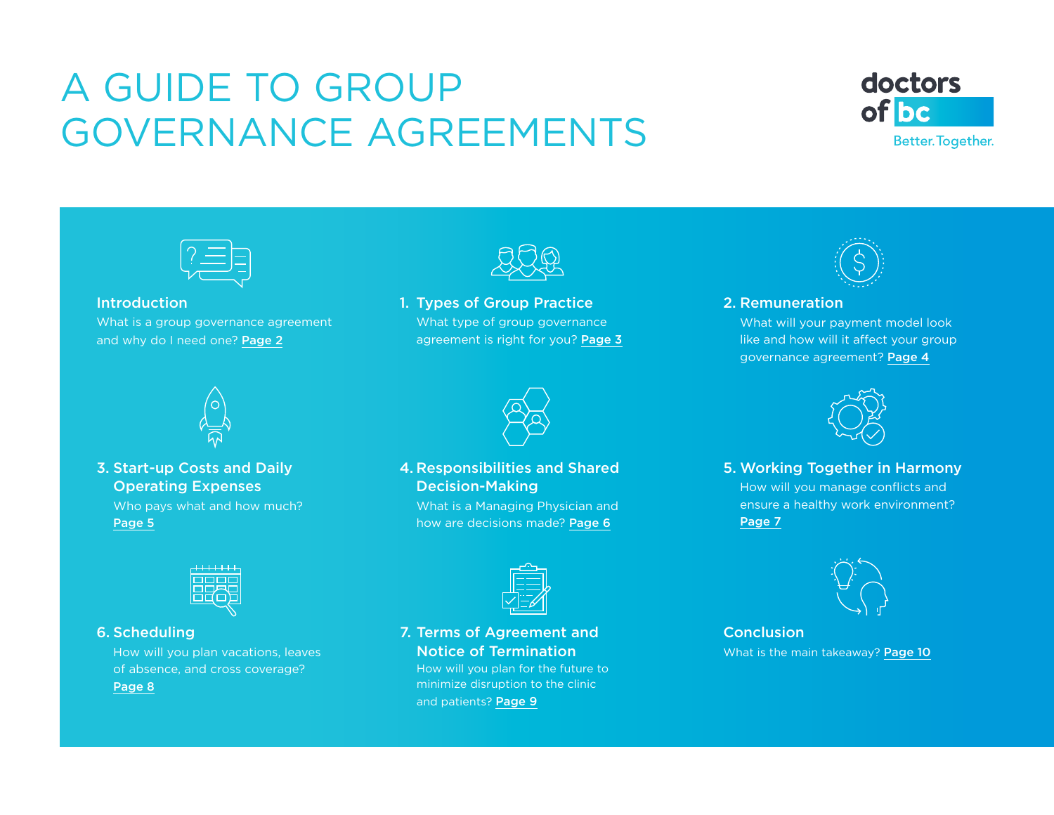# A GUIDE TO GROUP GOVERNANCE AGREEMENTS

doctors of bc

Better. Together.

### Introduction

What is a group governance agreement and why do I need one? **Page 2**

### 1. Types of Group Practice

What type of group governance agreement is right for you? **Page 3**

### 2. Remuneration

What will your payment model look like and how will it affect your group governance agreement? **Page 4**

### 3. Start-up Costs and Daily Operating Expenses

Who pays what and how much? **Page 5**

### 4. Responsibilities and Shared Decision-Making

What is a Managing Physician and how are decisions made? **Page 6**

### 5. Working Together in Harmony

How will you manage conflicts and ensure a healthy work environment? **Page 7**

### 6. Scheduling

How will you plan vacations, leaves of absence, and cross coverage? **Page 8**

### 7. Terms of Agreement and Notice of Termination

How will you plan for the future to minimize disruption to the clinic and patients? **Page 9**

### Conclusion

What is the main takeaway? **Page 10**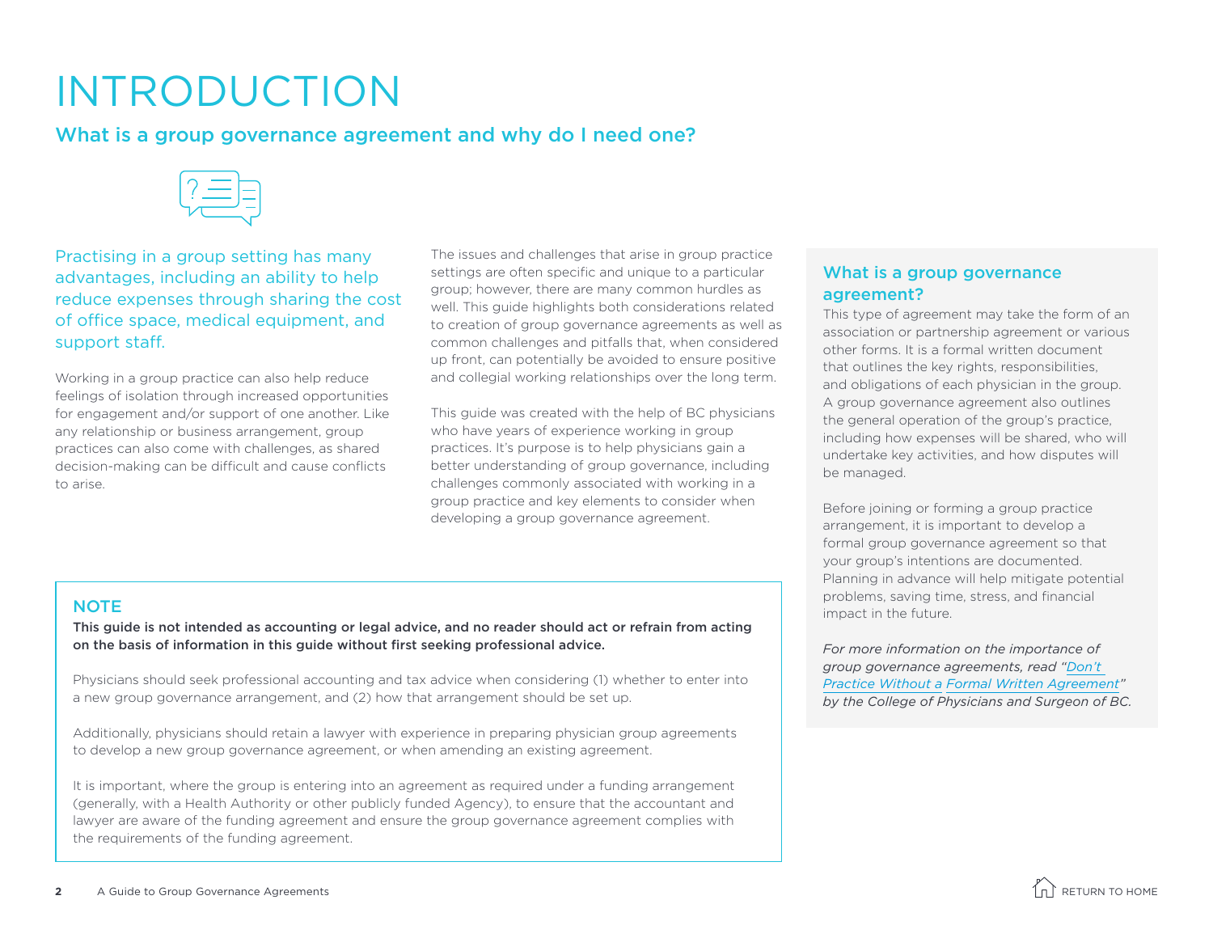# INTRODUCTION

## What is a group governance agreement and why do I need one?

Practising in a group setting has many advantages, including an ability to help reduce expenses through sharing the cost of office space, medical equipment, and support staff.

Working in a group practice can also help reduce feelings of isolation through increased opportunities for engagement and/or support of one another. Like any relationship or business arrangement, group practices can also come with challenges, as shared decision-making can be difficult and cause conflicts to arise.

The issues and challenges that arise in group practice settings are often specific and unique to a particular group; however, there are many common hurdles as well. This guide highlights both considerations related to creation of group governance agreements as well as common challenges and pitfalls that, when considered up front, can potentially be avoided to ensure positive and collegial working relationships over the long term.

This guide was created with the help of BC physicians who have years of experience working in group practices. It's purpose is to help physicians gain a better understanding of group governance, including challenges commonly associated with working in a group practice and key elements to consider when developing a group governance agreement.

### NOTE

**This guide is not intended as accounting or legal advice, and no reader should act or refrain from acting on the basis of information in this guide without first seeking professional advice.**

Physicians should seek professional accounting and tax advice when considering (1) whether to enter into a new group governance arrangement, and (2) how that arrangement should be set up.

Additionally, physicians should retain a lawyer with experience in preparing physician group agreements to develop a new group governance agreement, or when amending an existing agreement.

It is important, where the group is entering into an agreement as required under a funding arrangement (generally, with a Health Authority or other publicly funded Agency), to ensure that the accountant and lawyer are aware of the funding agreement and ensure the group governance agreement complies with the requirements of the funding agreement.

### What is a group governance agreement?

This type of agreement may take the form of an association or partnership agreement or various other forms. It is a formal written document that outlines the key rights, responsibilities, and obligations of each physician in the group. A group governance agreement also outlines the general operation of the group's practice, including how expenses will be shared, who will undertake key activities, and how disputes will be managed.

Before joining or forming a group practice arrangement, it is important to develop a formal group governance agreement so that your group's intentions are documented. Planning in advance will help mitigate potential problems, saving time, stress, and financial impact in the future.

*For more information on the importance of group governance agreements, read "Don't Practice Without a Formal Written Agreement" by the College of Physicians and Surgeon of BC.*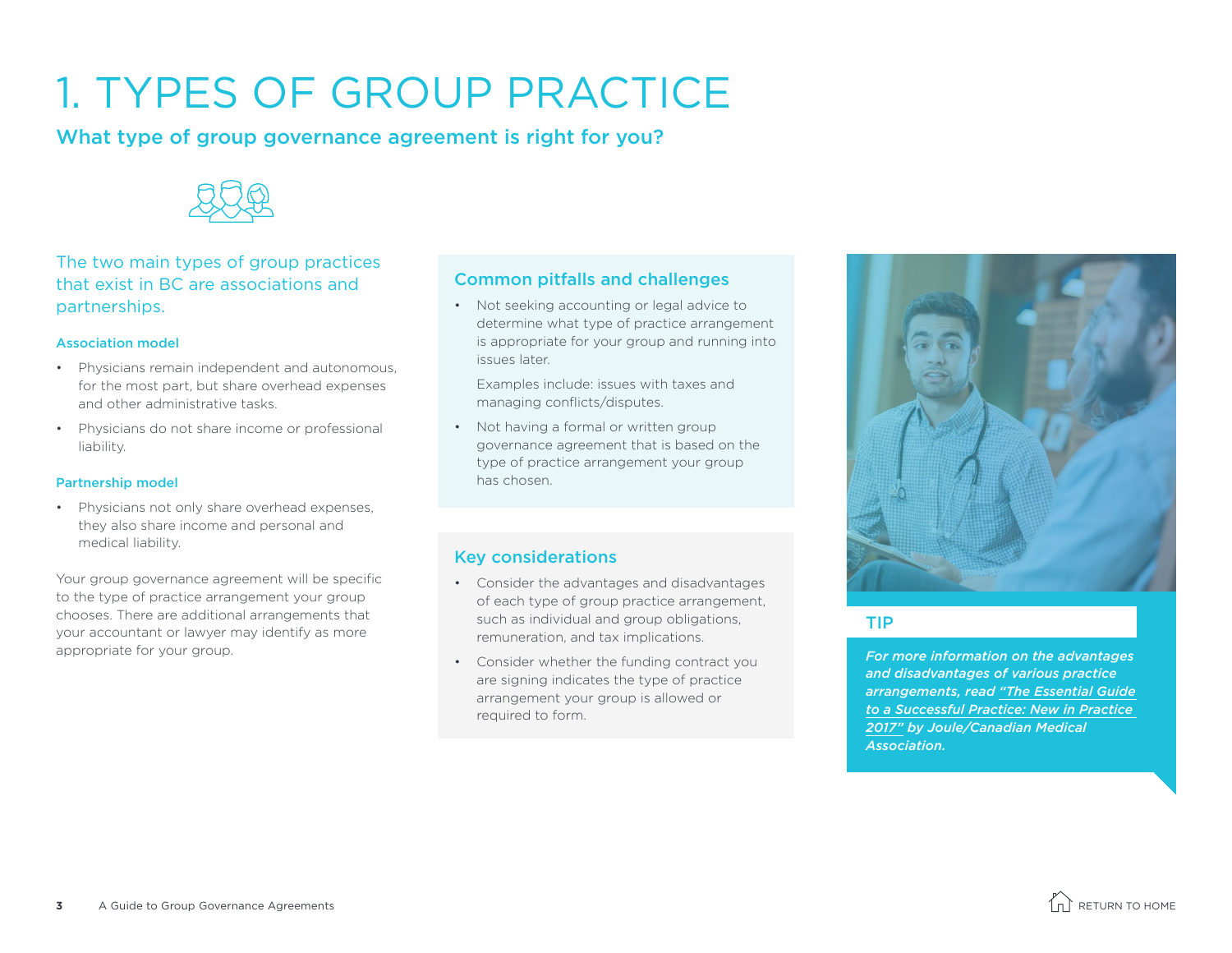# 1. TYPES OF GROUP PRACTICE

## What type of group governance agreement is right for you?

The two main types of group practices that exist in BC are associations and partnerships.

### Association model

- Physicians remain independent and autonomous, for the most part, but share overhead expenses and other administrative tasks.
- Physicians do not share income or professional liability.

### Partnership model

- Physicians not only share overhead expenses, they also share income and personal and medical liability.

Your group governance agreement will be specific to the type of practice arrangement your group chooses. There are additional arrangements that your accountant or lawyer may identify as more appropriate for your group.

### Common pitfalls and challenges

- Not seeking accounting or legal advice to determine what type of practice arrangement is appropriate for your group and running into issues later.

  Examples include: issues with taxes and managing conflicts/disputes.
- Not having a formal or written group governance agreement that is based on the type of practice arrangement your group has chosen.

### Key considerations

- Consider the advantages and disadvantages of each type of group practice arrangement, such as individual and group obligations, remuneration, and tax implications.
- Consider whether the funding contract you are signing indicates the type of practice arrangement your group is allowed or required to form.

### TIP

***For more information on the advantages and disadvantages of various practice arrangements, read "The Essential Guide to a Successful Practice: New in Practice 2017" by Joule/Canadian Medical Association.***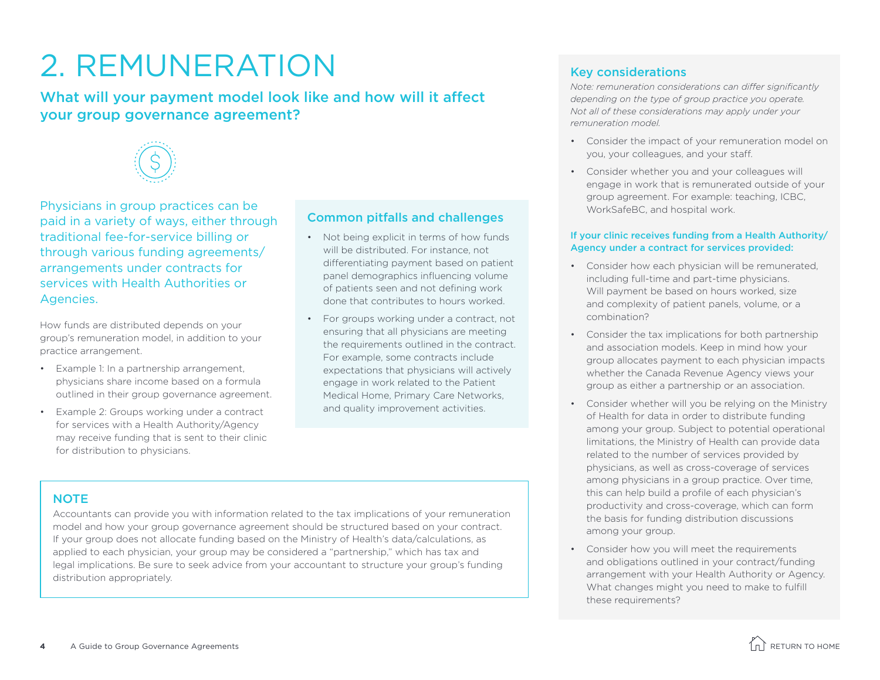# 2. REMUNERATION

## What will your payment model look like and how will it affect your group governance agreement?

Physicians in group practices can be paid in a variety of ways, either through traditional fee-for-service billing or through various funding agreements/ arrangements under contracts for services with Health Authorities or Agencies.

How funds are distributed depends on your group's remuneration model, in addition to your practice arrangement.

- Example 1: In a partnership arrangement, physicians share income based on a formula outlined in their group governance agreement.
- Example 2: Groups working under a contract for services with a Health Authority/Agency may receive funding that is sent to their clinic for distribution to physicians.

### Common pitfalls and challenges

- Not being explicit in terms of how funds will be distributed. For instance, not differentiating payment based on patient panel demographics influencing volume of patients seen and not defining work done that contributes to hours worked.
- For groups working under a contract, not ensuring that all physicians are meeting the requirements outlined in the contract. For example, some contracts include expectations that physicians will actively engage in work related to the Patient Medical Home, Primary Care Networks, and quality improvement activities.

### NOTE

Accountants can provide you with information related to the tax implications of your remuneration model and how your group governance agreement should be structured based on your contract. If your group does not allocate funding based on the Ministry of Health's data/calculations, as applied to each physician, your group may be considered a "partnership," which has tax and legal implications. Be sure to seek advice from your accountant to structure your group's funding distribution appropriately.

### Key considerations

*Note: remuneration considerations can differ significantly depending on the type of group practice you operate. Not all of these considerations may apply under your remuneration model.*

- Consider the impact of your remuneration model on you, your colleagues, and your staff.
- Consider whether you and your colleagues will engage in work that is remunerated outside of your group agreement. For example: teaching, ICBC, WorkSafeBC, and hospital work.

**If your clinic receives funding from a Health Authority/ Agency under a contract for services provided:**

- Consider how each physician will be remunerated, including full-time and part-time physicians. Will payment be based on hours worked, size and complexity of patient panels, volume, or a combination?
- Consider the tax implications for both partnership and association models. Keep in mind how your group allocates payment to each physician impacts whether the Canada Revenue Agency views your group as either a partnership or an association.
- Consider whether will you be relying on the Ministry of Health for data in order to distribute funding among your group. Subject to potential operational limitations, the Ministry of Health can provide data related to the number of services provided by physicians, as well as cross-coverage of services among physicians in a group practice. Over time, this can help build a profile of each physician's productivity and cross-coverage, which can form the basis for funding distribution discussions among your group.
- Consider how you will meet the requirements and obligations outlined in your contract/funding arrangement with your Health Authority or Agency. What changes might you need to make to fulfill these requirements?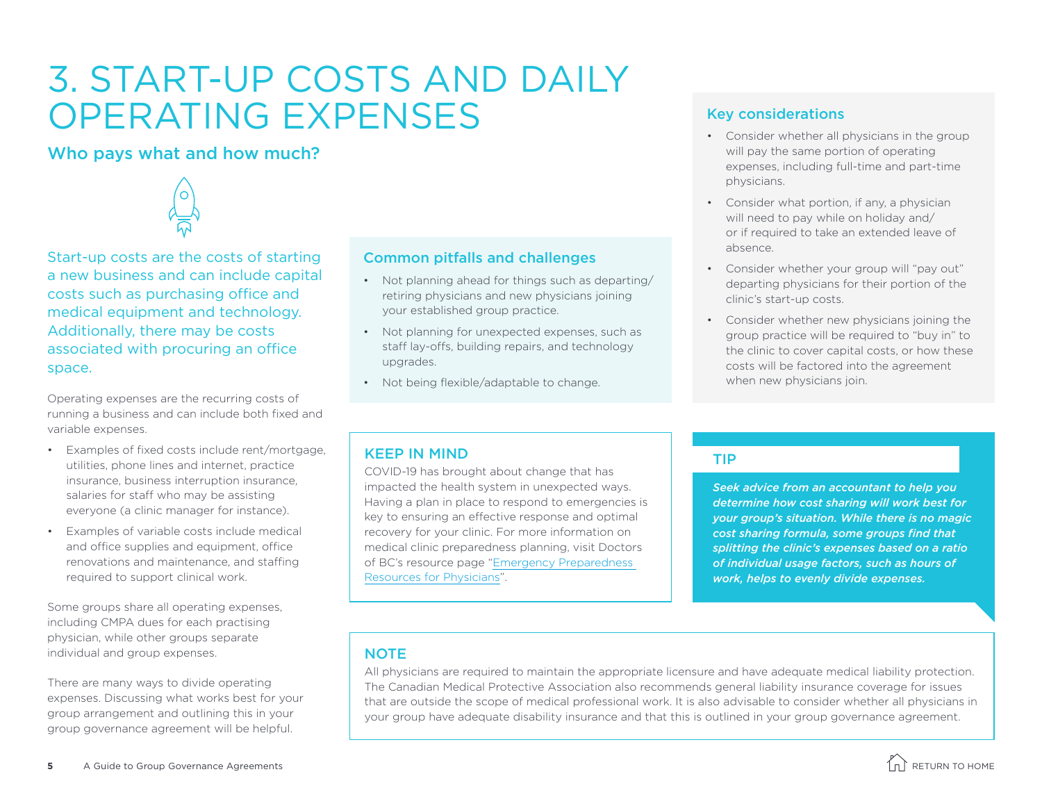# 3. START-UP COSTS AND DAILY OPERATING EXPENSES

## Who pays what and how much?

Start-up costs are the costs of starting a new business and can include capital costs such as purchasing office and medical equipment and technology. Additionally, there may be costs associated with procuring an office space.

Operating expenses are the recurring costs of running a business and can include both fixed and variable expenses.

- Examples of fixed costs include rent/mortgage, utilities, phone lines and internet, practice insurance, business interruption insurance, salaries for staff who may be assisting everyone (a clinic manager for instance).
- Examples of variable costs include medical and office supplies and equipment, office renovations and maintenance, and staffing required to support clinical work.

Some groups share all operating expenses, including CMPA dues for each practising physician, while other groups separate individual and group expenses.

There are many ways to divide operating expenses. Discussing what works best for your group arrangement and outlining this in your group governance agreement will be helpful.

### Common pitfalls and challenges

- Not planning ahead for things such as departing/retiring physicians and new physicians joining your established group practice.
- Not planning for unexpected expenses, such as staff lay-offs, building repairs, and technology upgrades.
- Not being flexible/adaptable to change.

### Key considerations

- Consider whether all physicians in the group will pay the same portion of operating expenses, including full-time and part-time physicians.
- Consider what portion, if any, a physician will need to pay while on holiday and/or if required to take an extended leave of absence.
- Consider whether your group will "pay out" departing physicians for their portion of the clinic's start-up costs.
- Consider whether new physicians joining the group practice will be required to "buy in" to the clinic to cover capital costs, or how these costs will be factored into the agreement when new physicians join.

### KEEP IN MIND

COVID-19 has brought about change that has impacted the health system in unexpected ways. Having a plan in place to respond to emergencies is key to ensuring an effective response and optimal recovery for your clinic. For more information on medical clinic preparedness planning, visit Doctors of BC's resource page "Emergency Preparedness Resources for Physicians".

### TIP

***Seek advice from an accountant to help you determine how cost sharing will work best for your group's situation. While there is no magic cost sharing formula, some groups find that splitting the clinic's expenses based on a ratio of individual usage factors, such as hours of work, helps to evenly divide expenses.***

### NOTE

All physicians are required to maintain the appropriate licensure and have adequate medical liability protection. The Canadian Medical Protective Association also recommends general liability insurance coverage for issues that are outside the scope of medical professional work. It is also advisable to consider whether all physicians in your group have adequate disability insurance and that this is outlined in your group governance agreement.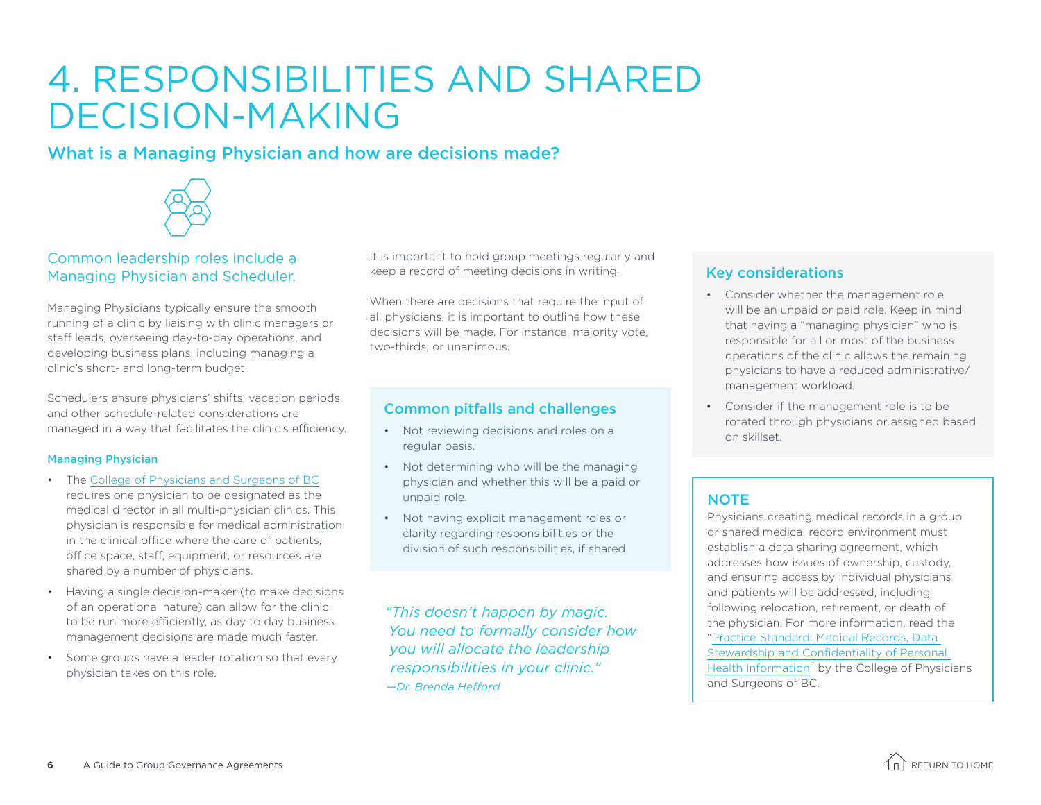# 4. RESPONSIBILITIES AND SHARED DECISION-MAKING

## What is a Managing Physician and how are decisions made?

### Common leadership roles include a Managing Physician and Scheduler.

Managing Physicians typically ensure the smooth running of a clinic by liaising with clinic managers or staff leads, overseeing day-to-day operations, and developing business plans, including managing a clinic's short- and long-term budget.

Schedulers ensure physicians' shifts, vacation periods, and other schedule-related considerations are managed in a way that facilitates the clinic's efficiency.

#### Managing Physician

- The College of Physicians and Surgeons of BC requires one physician to be designated as the medical director in all multi-physician clinics. This physician is responsible for medical administration in the clinical office where the care of patients, office space, staff, equipment, or resources are shared by a number of physicians.
- Having a single decision-maker (to make decisions of an operational nature) can allow for the clinic to be run more efficiently, as day to day business management decisions are made much faster.
- Some groups have a leader rotation so that every physician takes on this role.

It is important to hold group meetings regularly and keep a record of meeting decisions in writing.

When there are decisions that require the input of all physicians, it is important to outline how these decisions will be made. For instance, majority vote, two-thirds, or unanimous.

### Common pitfalls and challenges

- Not reviewing decisions and roles on a regular basis.
- Not determining who will be the managing physician and whether this will be a paid or unpaid role.
- Not having explicit management roles or clarity regarding responsibilities or the division of such responsibilities, if shared.

*"This doesn't happen by magic. You need to formally consider how you will allocate the leadership responsibilities in your clinic."*
*—Dr. Brenda Hefford*

### Key considerations

- Consider whether the management role will be an unpaid or paid role. Keep in mind that having a "managing physician" who is responsible for all or most of the business operations of the clinic allows the remaining physicians to have a reduced administrative/management workload.
- Consider if the management role is to be rotated through physicians or assigned based on skillset.

### NOTE

Physicians creating medical records in a group or shared medical record environment must establish a data sharing agreement, which addresses how issues of ownership, custody, and ensuring access by individual physicians and patients will be addressed, including following relocation, retirement, or death of the physician. For more information, read the "Practice Standard: Medical Records, Data Stewardship and Confidentiality of Personal Health Information" by the College of Physicians and Surgeons of BC.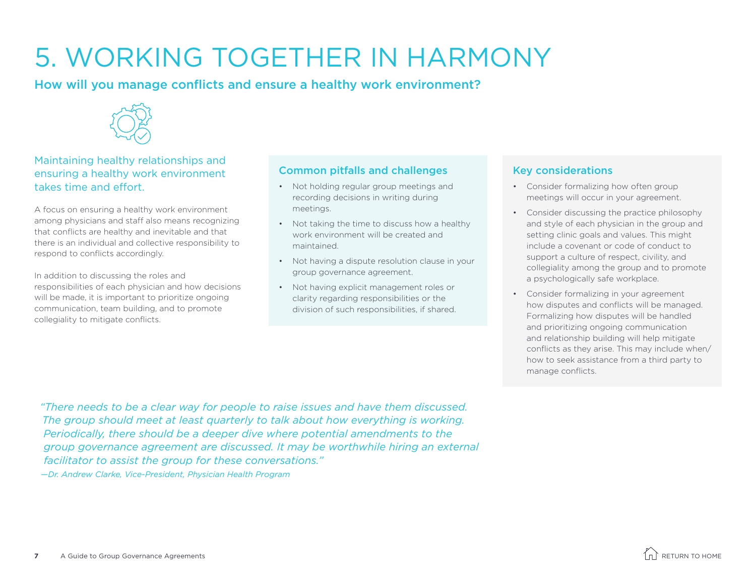# 5. WORKING TOGETHER IN HARMONY

## How will you manage conflicts and ensure a healthy work environment?

Maintaining healthy relationships and ensuring a healthy work environment takes time and effort.

A focus on ensuring a healthy work environment among physicians and staff also means recognizing that conflicts are healthy and inevitable and that there is an individual and collective responsibility to respond to conflicts accordingly.

In addition to discussing the roles and responsibilities of each physician and how decisions will be made, it is important to prioritize ongoing communication, team building, and to promote collegiality to mitigate conflicts.

### Common pitfalls and challenges

- Not holding regular group meetings and recording decisions in writing during meetings.
- Not taking the time to discuss how a healthy work environment will be created and maintained.
- Not having a dispute resolution clause in your group governance agreement.
- Not having explicit management roles or clarity regarding responsibilities or the division of such responsibilities, if shared.

### Key considerations

- Consider formalizing how often group meetings will occur in your agreement.
- Consider discussing the practice philosophy and style of each physician in the group and setting clinic goals and values. This might include a covenant or code of conduct to support a culture of respect, civility, and collegiality among the group and to promote a psychologically safe workplace.
- Consider formalizing in your agreement how disputes and conflicts will be managed. Formalizing how disputes will be handled and prioritizing ongoing communication and relationship building will help mitigate conflicts as they arise. This may include when/how to seek assistance from a third party to manage conflicts.

*"There needs to be a clear way for people to raise issues and have them discussed. The group should meet at least quarterly to talk about how everything is working. Periodically, there should be a deeper dive where potential amendments to the group governance agreement are discussed. It may be worthwhile hiring an external facilitator to assist the group for these conversations."*

*—Dr. Andrew Clarke, Vice-President, Physician Health Program*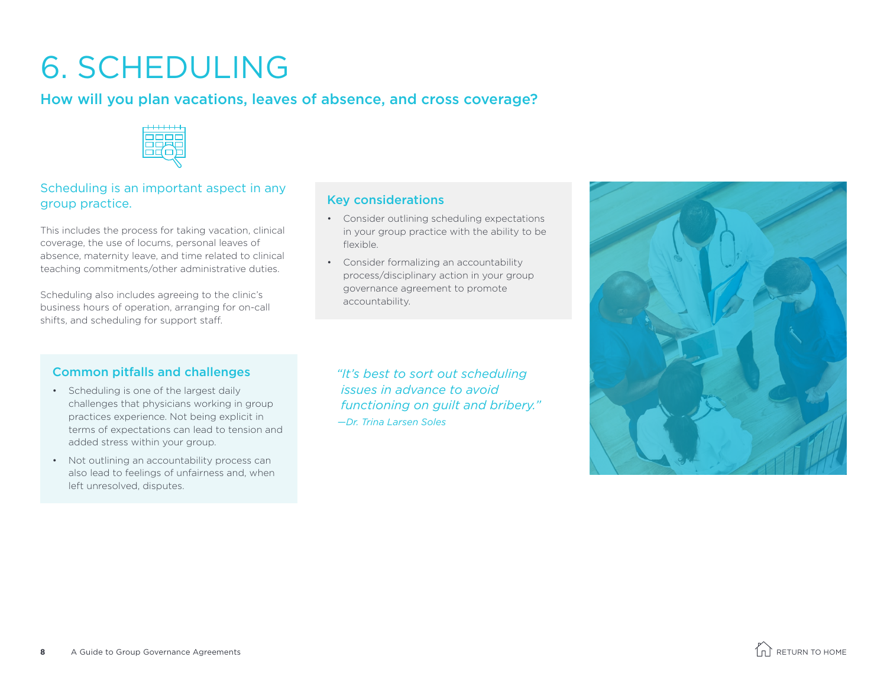# 6. SCHEDULING

## How will you plan vacations, leaves of absence, and cross coverage?

### Scheduling is an important aspect in any group practice.

This includes the process for taking vacation, clinical coverage, the use of locums, personal leaves of absence, maternity leave, and time related to clinical teaching commitments/other administrative duties.

Scheduling also includes agreeing to the clinic's business hours of operation, arranging for on-call shifts, and scheduling for support staff.

### Common pitfalls and challenges

- Scheduling is one of the largest daily challenges that physicians working in group practices experience. Not being explicit in terms of expectations can lead to tension and added stress within your group.
- Not outlining an accountability process can also lead to feelings of unfairness and, when left unresolved, disputes.

### Key considerations

- Consider outlining scheduling expectations in your group practice with the ability to be flexible.
- Consider formalizing an accountability process/disciplinary action in your group governance agreement to promote accountability.

*"It's best to sort out scheduling issues in advance to avoid functioning on guilt and bribery."*

*—Dr. Trina Larsen Soles*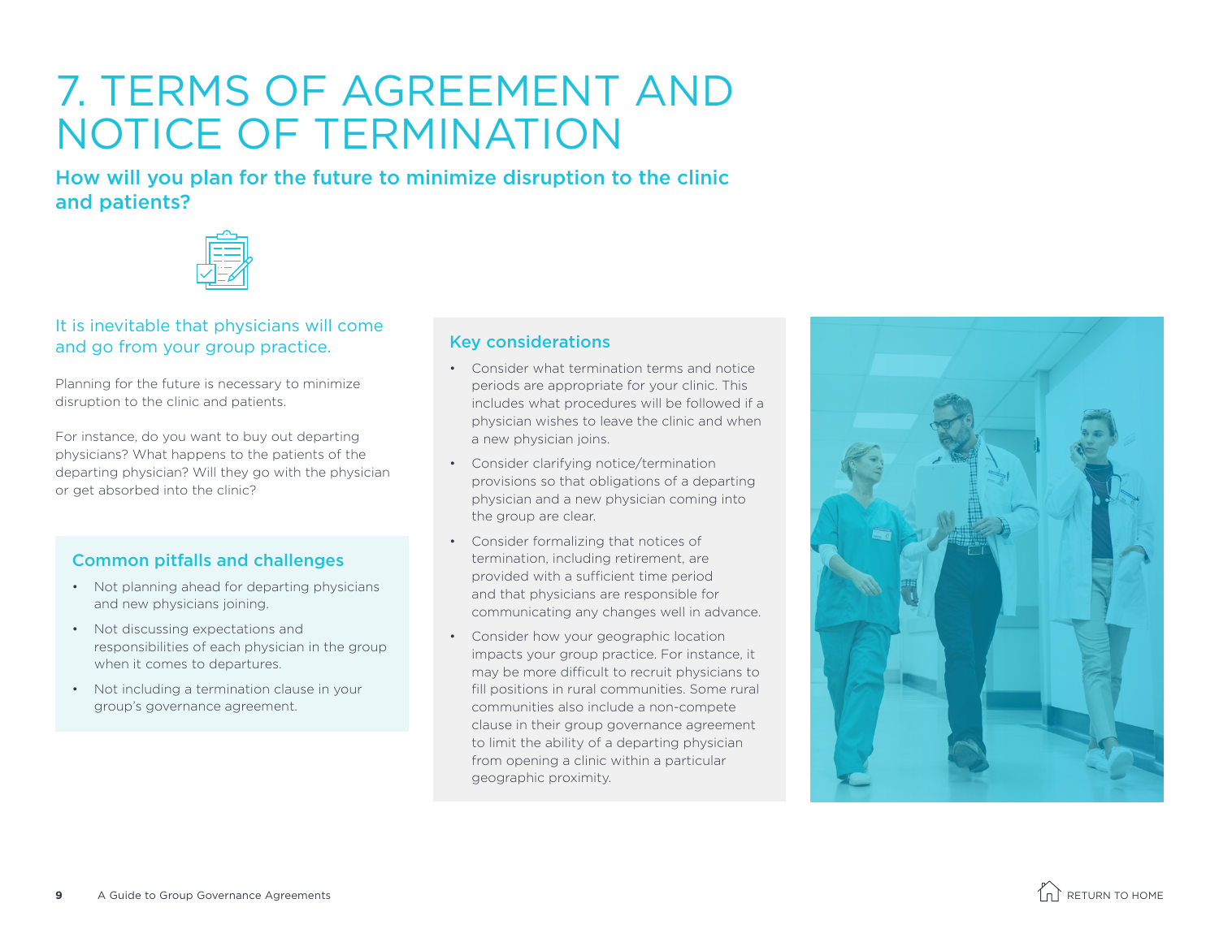# 7. TERMS OF AGREEMENT AND NOTICE OF TERMINATION

## How will you plan for the future to minimize disruption to the clinic and patients?

### It is inevitable that physicians will come and go from your group practice.

Planning for the future is necessary to minimize disruption to the clinic and patients.

For instance, do you want to buy out departing physicians? What happens to the patients of the departing physician? Will they go with the physician or get absorbed into the clinic?

### Common pitfalls and challenges

- Not planning ahead for departing physicians and new physicians joining.
- Not discussing expectations and responsibilities of each physician in the group when it comes to departures.
- Not including a termination clause in your group's governance agreement.

### Key considerations

- Consider what termination terms and notice periods are appropriate for your clinic. This includes what procedures will be followed if a physician wishes to leave the clinic and when a new physician joins.
- Consider clarifying notice/termination provisions so that obligations of a departing physician and a new physician coming into the group are clear.
- Consider formalizing that notices of termination, including retirement, are provided with a sufficient time period and that physicians are responsible for communicating any changes well in advance.
- Consider how your geographic location impacts your group practice. For instance, it may be more difficult to recruit physicians to fill positions in rural communities. Some rural communities also include a non-compete clause in their group governance agreement to limit the ability of a departing physician from opening a clinic within a particular geographic proximity.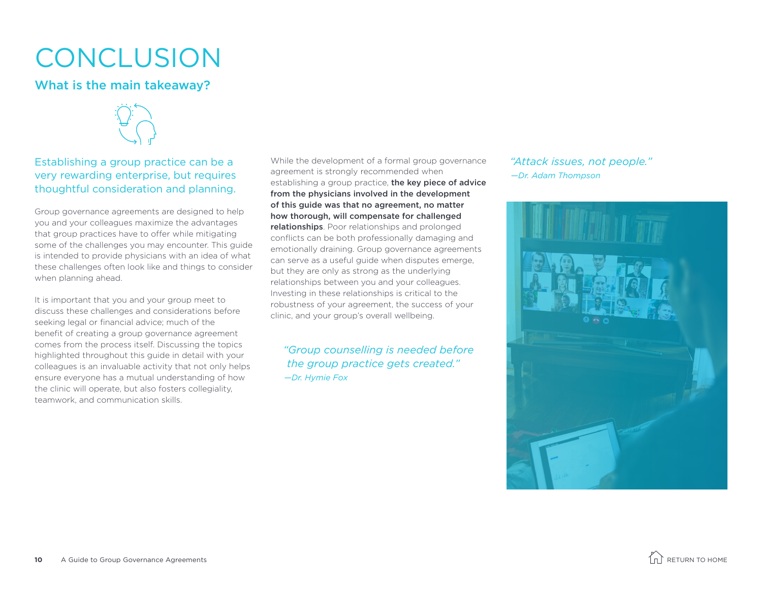# CONCLUSION

## What is the main takeaway?

Establishing a group practice can be a very rewarding enterprise, but requires thoughtful consideration and planning.

Group governance agreements are designed to help you and your colleagues maximize the advantages that group practices have to offer while mitigating some of the challenges you may encounter. This guide is intended to provide physicians with an idea of what these challenges often look like and things to consider when planning ahead.

It is important that you and your group meet to discuss these challenges and considerations before seeking legal or financial advice; much of the benefit of creating a group governance agreement comes from the process itself. Discussing the topics highlighted throughout this guide in detail with your colleagues is an invaluable activity that not only helps ensure everyone has a mutual understanding of how the clinic will operate, but also fosters collegiality, teamwork, and communication skills.

While the development of a formal group governance agreement is strongly recommended when establishing a group practice, **the key piece of advice from the physicians involved in the development of this guide was that no agreement, no matter how thorough, will compensate for challenged relationships**. Poor relationships and prolonged conflicts can be both professionally damaging and emotionally draining. Group governance agreements can serve as a useful guide when disputes emerge, but they are only as strong as the underlying relationships between you and your colleagues. Investing in these relationships is critical to the robustness of your agreement, the success of your clinic, and your group's overall wellbeing.

*"Group counselling is needed before the group practice gets created."*
*—Dr. Hymie Fox*

*"Attack issues, not people."*
*—Dr. Adam Thompson*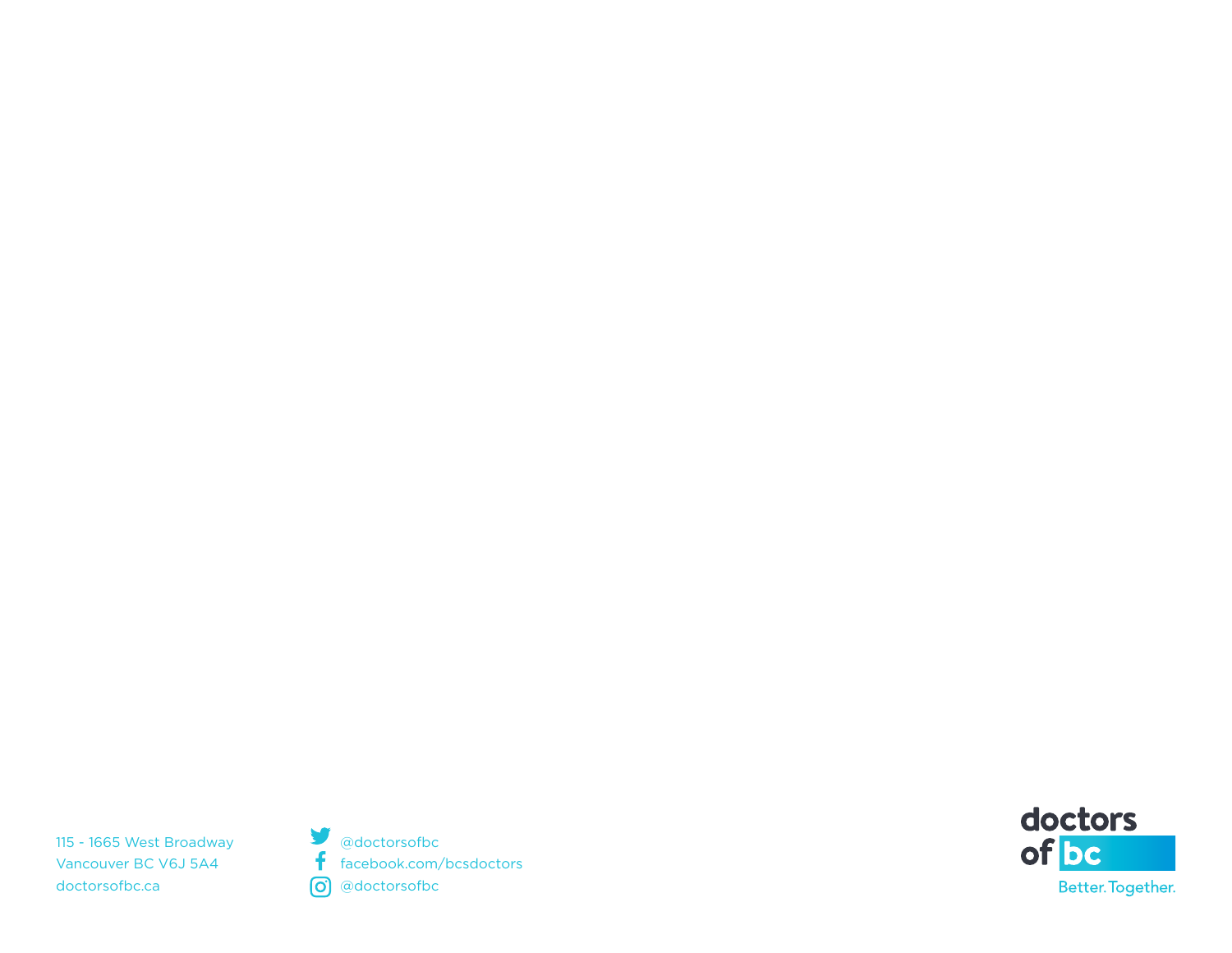115 - 1665 West Broadway
Vancouver BC V6J 5A4
doctorsofbc.ca

@doctorsofbc
facebook.com/bcsdoctors
@doctorsofbc

doctors of bc

Better. Together.